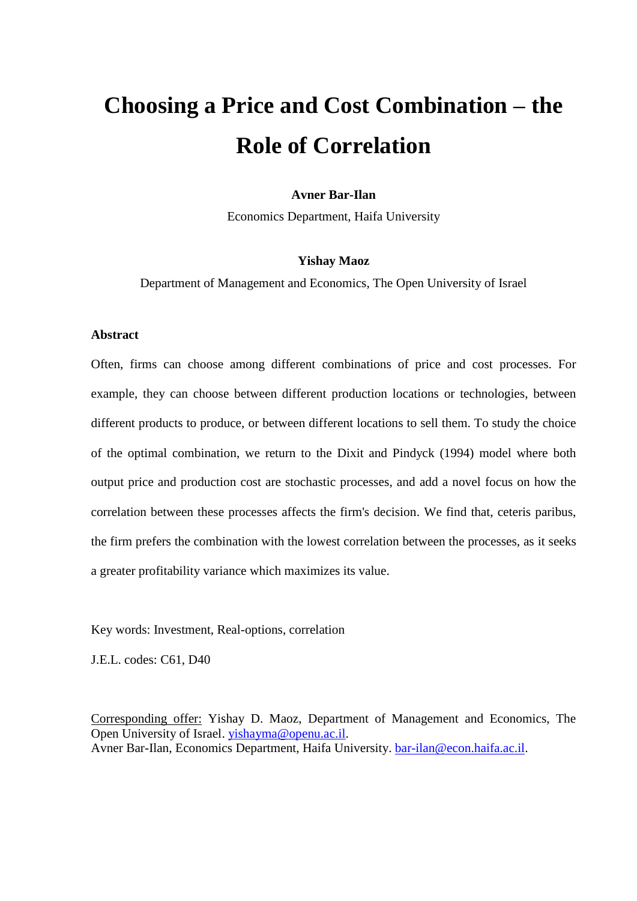# Choosing a Price and Cost Combination – the Role of Correlation

**Avner Bar-Ilan**

Economics Department, Haifa University

**Yishay Maoz**

Department of Management and Economics, The Open University of Israel

### Abstract

Often, firms can choose among different combinations of price and cost processes. For example, they can choose between different production locations or technologies, between different products to produce, or between different locations to sell them. To study the choice of the optimal combination, we return to the Dixit and Pindyck (1994) model where both output price and production cost are stochastic processes, and add a novel focus on how the correlation between these processes affects the firm's decision. We find that, ceteris paribus, the firm prefers the combination with the lowest correlation between the processes, as it seeks a greater profitability variance which maximizes its value.

Key words: Investment, Real-options, correlation

J.E.L. codes: C61, D40

Corresponding offer: Yishay D. Maoz, Department of Management and Economics, The Open University of Israel. yishayma@openu.ac.il.
Avner Bar-Ilan, Economics Department, Haifa University. bar-ilan@econ.haifa.ac.il.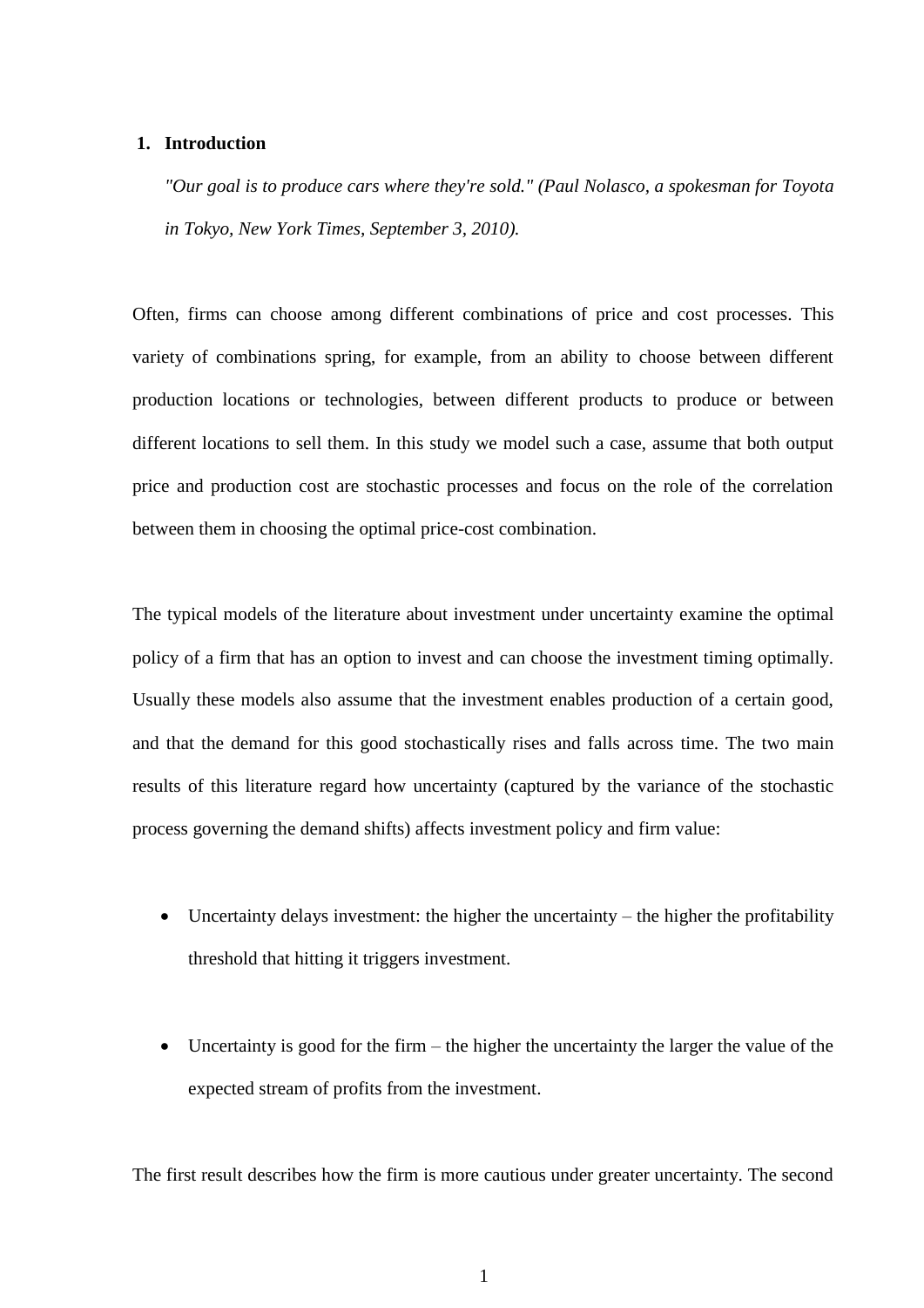## 1. Introduction

*"Our goal is to produce cars where they're sold." (Paul Nolasco, a spokesman for Toyota in Tokyo, New York Times, September 3, 2010).*

Often, firms can choose among different combinations of price and cost processes. This variety of combinations spring, for example, from an ability to choose between different production locations or technologies, between different products to produce or between different locations to sell them. In this study we model such a case, assume that both output price and production cost are stochastic processes and focus on the role of the correlation between them in choosing the optimal price-cost combination.

The typical models of the literature about investment under uncertainty examine the optimal policy of a firm that has an option to invest and can choose the investment timing optimally. Usually these models also assume that the investment enables production of a certain good, and that the demand for this good stochastically rises and falls across time. The two main results of this literature regard how uncertainty (captured by the variance of the stochastic process governing the demand shifts) affects investment policy and firm value:

- Uncertainty delays investment: the higher the uncertainty – the higher the profitability threshold that hitting it triggers investment.

- Uncertainty is good for the firm – the higher the uncertainty the larger the value of the expected stream of profits from the investment.

The first result describes how the firm is more cautious under greater uncertainty. The second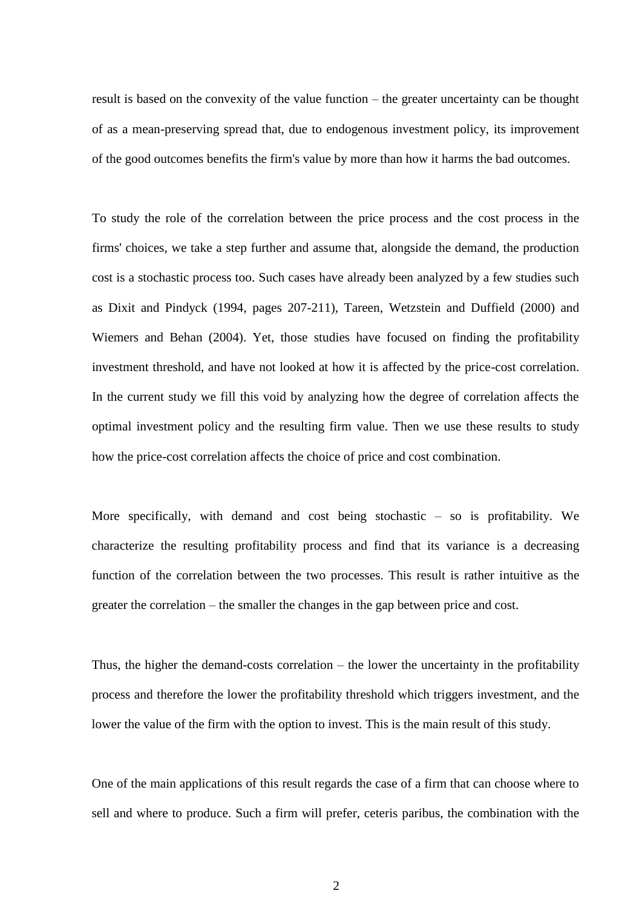result is based on the convexity of the value function – the greater uncertainty can be thought of as a mean-preserving spread that, due to endogenous investment policy, its improvement of the good outcomes benefits the firm's value by more than how it harms the bad outcomes.

To study the role of the correlation between the price process and the cost process in the firms' choices, we take a step further and assume that, alongside the demand, the production cost is a stochastic process too. Such cases have already been analyzed by a few studies such as Dixit and Pindyck (1994, pages 207-211), Tareen, Wetzstein and Duffield (2000) and Wiemers and Behan (2004). Yet, those studies have focused on finding the profitability investment threshold, and have not looked at how it is affected by the price-cost correlation. In the current study we fill this void by analyzing how the degree of correlation affects the optimal investment policy and the resulting firm value. Then we use these results to study how the price-cost correlation affects the choice of price and cost combination.

More specifically, with demand and cost being stochastic – so is profitability. We characterize the resulting profitability process and find that its variance is a decreasing function of the correlation between the two processes. This result is rather intuitive as the greater the correlation – the smaller the changes in the gap between price and cost.

Thus, the higher the demand-costs correlation – the lower the uncertainty in the profitability process and therefore the lower the profitability threshold which triggers investment, and the lower the value of the firm with the option to invest. This is the main result of this study.

One of the main applications of this result regards the case of a firm that can choose where to sell and where to produce. Such a firm will prefer, ceteris paribus, the combination with the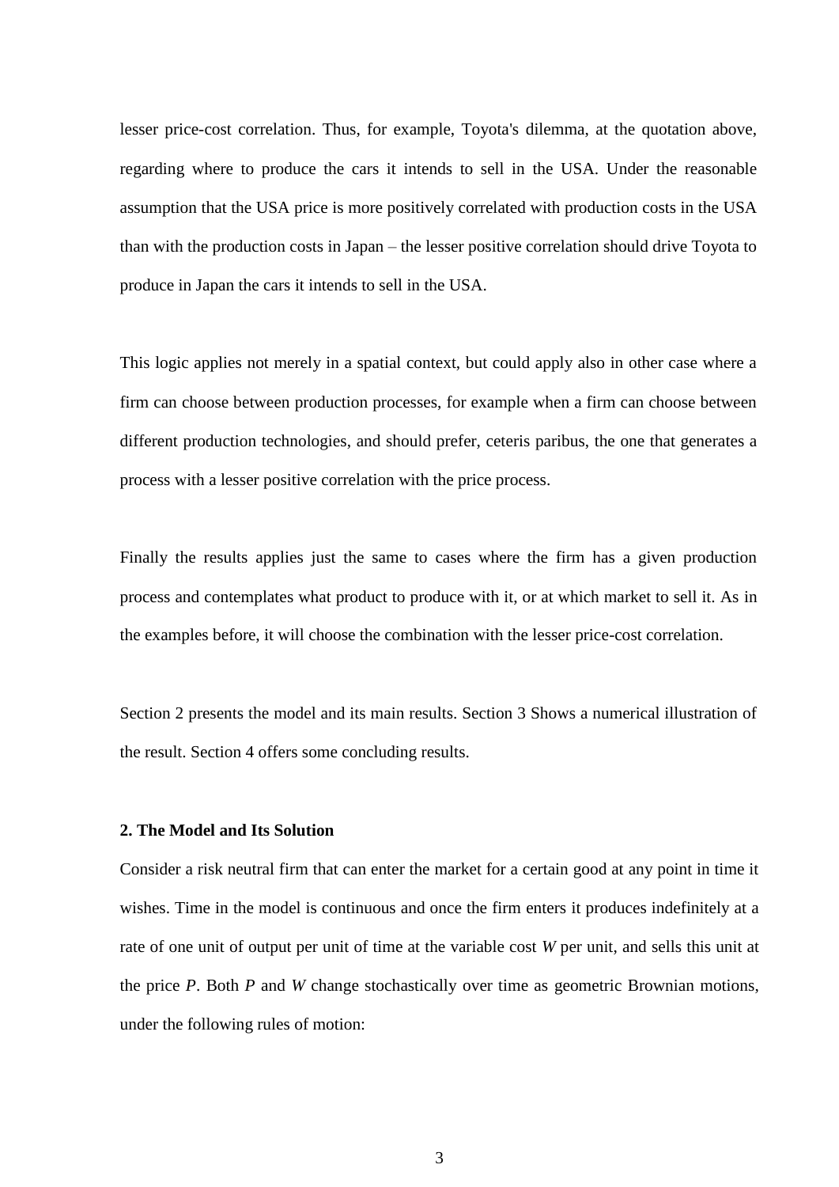lesser price-cost correlation. Thus, for example, Toyota's dilemma, at the quotation above, regarding where to produce the cars it intends to sell in the USA. Under the reasonable assumption that the USA price is more positively correlated with production costs in the USA than with the production costs in Japan – the lesser positive correlation should drive Toyota to produce in Japan the cars it intends to sell in the USA.

This logic applies not merely in a spatial context, but could apply also in other case where a firm can choose between production processes, for example when a firm can choose between different production technologies, and should prefer, ceteris paribus, the one that generates a process with a lesser positive correlation with the price process.

Finally the results applies just the same to cases where the firm has a given production process and contemplates what product to produce with it, or at which market to sell it. As in the examples before, it will choose the combination with the lesser price-cost correlation.

Section 2 presents the model and its main results. Section 3 Shows a numerical illustration of the result. Section 4 offers some concluding results.

## 2. The Model and Its Solution

Consider a risk neutral firm that can enter the market for a certain good at any point in time it wishes. Time in the model is continuous and once the firm enters it produces indefinitely at a rate of one unit of output per unit of time at the variable cost $W$ per unit, and sells this unit at the price $P$. Both $P$ and $W$ change stochastically over time as geometric Brownian motions, under the following rules of motion: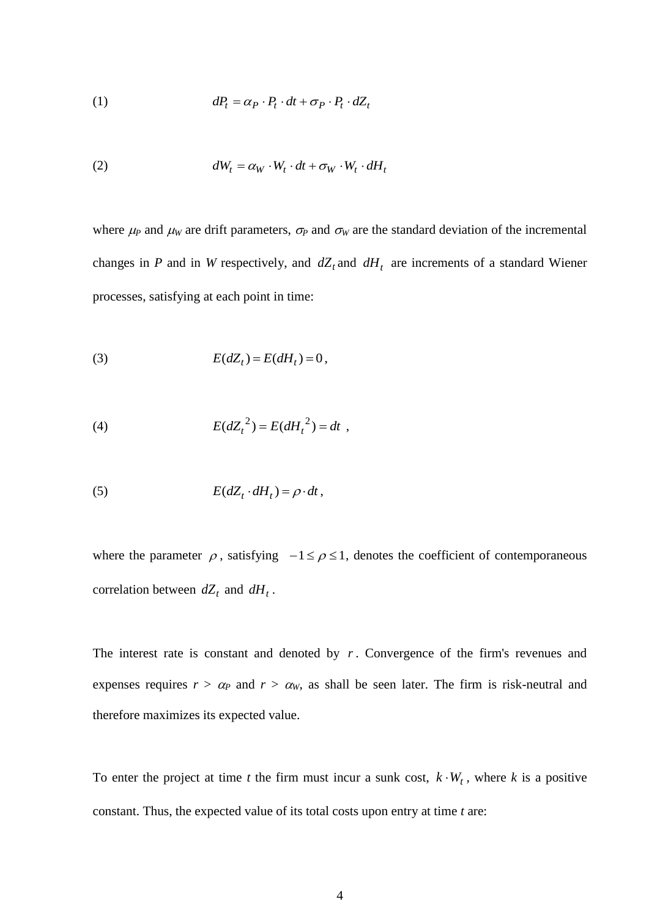(1) $$dP_t = \alpha_P \cdot P_t \cdot dt + \sigma_P \cdot P_t \cdot dZ_t$$

(2) $$dW_t = \alpha_W \cdot W_t \cdot dt + \sigma_W \cdot W_t \cdot dH_t$$

where $\mu_P$ and $\mu_W$ are drift parameters, $\sigma_P$ and $\sigma_W$ are the standard deviation of the incremental changes in *P* and in *W* respectively, and $dZ_t$ and $dH_t$ are increments of a standard Wiener processes, satisfying at each point in time:

(3) $$E(dZ_t) = E(dH_t) = 0\,,$$

(4) $$E(dZ_t^{\ 2}) = E(dH_t^{\ 2}) = dt\ \ ,$$

(5) $$E(dZ_t \cdot dH_t) = \rho \cdot dt\,,$$

where the parameter $\rho$, satisfying $-1 \leq \rho \leq 1$, denotes the coefficient of contemporaneous correlation between $dZ_t$ and $dH_t$.

The interest rate is constant and denoted by $r$. Convergence of the firm's revenues and expenses requires $r > \alpha_P$ and $r > \alpha_W$, as shall be seen later. The firm is risk-neutral and therefore maximizes its expected value.

To enter the project at time *t* the firm must incur a sunk cost, $k \cdot W_t$, where *k* is a positive constant. Thus, the expected value of its total costs upon entry at time *t* are: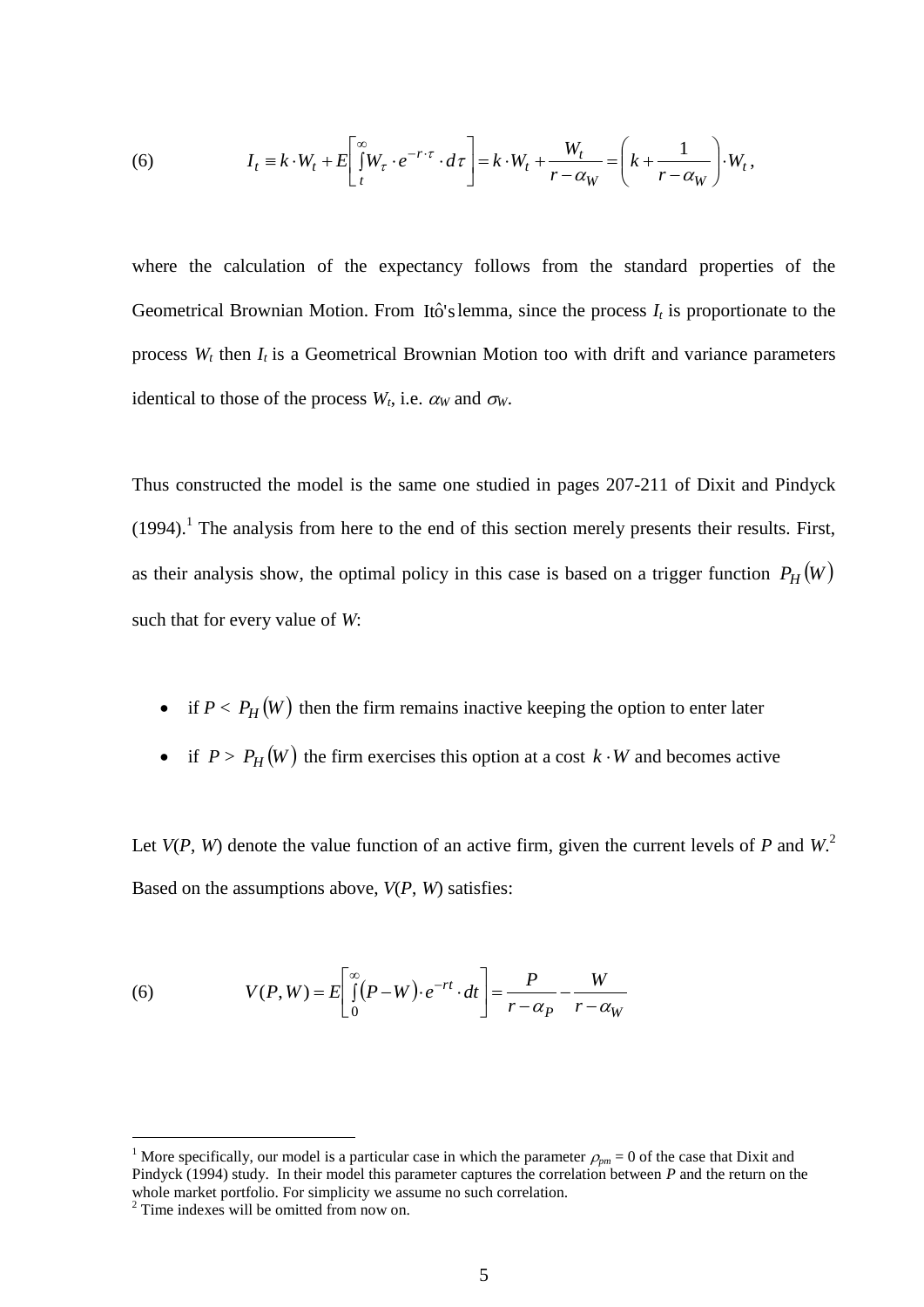$$(6) \qquad I_t \equiv k \cdot W_t + E\left[\int_t^{\infty} W_\tau \cdot e^{-r \cdot \tau} \cdot d\tau\right] = k \cdot W_t + \frac{W_t}{r - \alpha_W} = \left(k + \frac{1}{r - \alpha_W}\right) \cdot W_t,$$

where the calculation of the expectancy follows from the standard properties of the Geometrical Brownian Motion. From Itô's lemma, since the process $I_t$ is proportionate to the process $W_t$ then $I_t$ is a Geometrical Brownian Motion too with drift and variance parameters identical to those of the process $W_t$, i.e. $\alpha_W$ and $\sigma_W$.

Thus constructed the model is the same one studied in pages 207-211 of Dixit and Pindyck (1994).[1] The analysis from here to the end of this section merely presents their results. First, as their analysis show, the optimal policy in this case is based on a trigger function $P_H(W)$ such that for every value of $W$:

- if $P < P_H(W)$ then the firm remains inactive keeping the option to enter later
- if $P > P_H(W)$ the firm exercises this option at a cost $k \cdot W$ and becomes active

Let $V(P, W)$ denote the value function of an active firm, given the current levels of $P$ and $W$.[2] Based on the assumptions above, $V(P, W)$ satisfies:

$$(6) \qquad V(P,W) = E\left[\int_0^{\infty} (P - W) \cdot e^{-rt} \cdot dt\right] = \frac{P}{r - \alpha_P} - \frac{W}{r - \alpha_W}$$

---

[1] More specifically, our model is a particular case in which the parameter $\rho_{pm} = 0$ of the case that Dixit and Pindyck (1994) study. In their model this parameter captures the correlation between $P$ and the return on the whole market portfolio. For simplicity we assume no such correlation.

[2] Time indexes will be omitted from now on.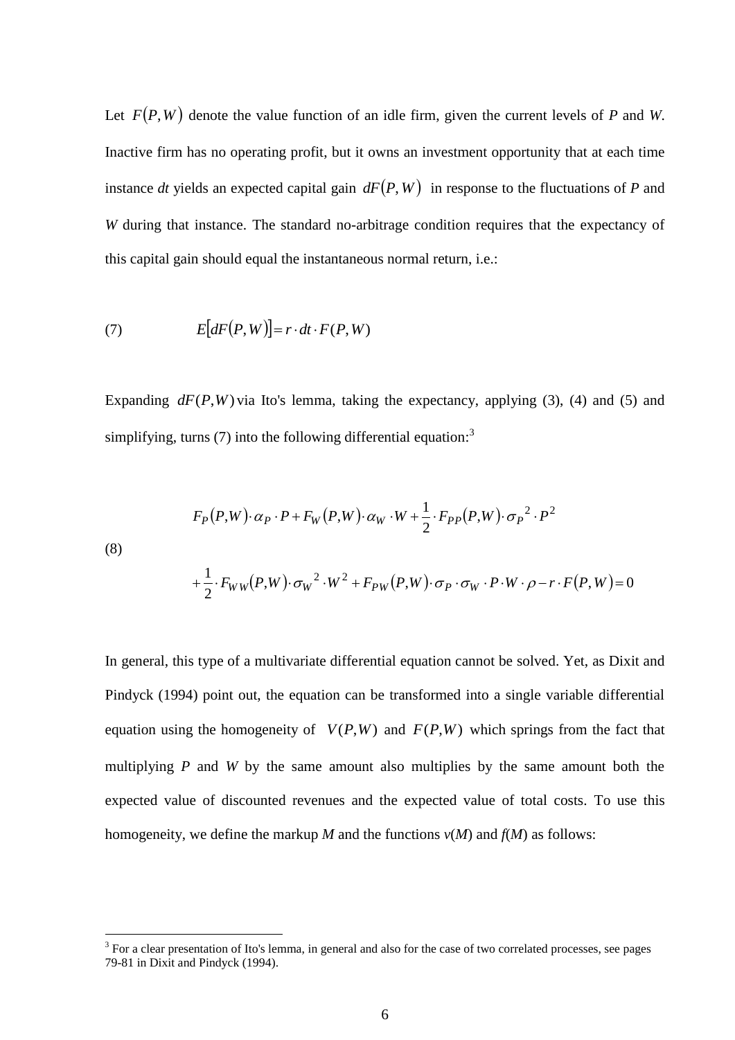Let $F(P,W)$ denote the value function of an idle firm, given the current levels of *P* and *W*. Inactive firm has no operating profit, but it owns an investment opportunity that at each time instance *dt* yields an expected capital gain $dF(P,W)$ in response to the fluctuations of *P* and *W* during that instance. The standard no-arbitrage condition requires that the expectancy of this capital gain should equal the instantaneous normal return, i.e.:

$$E[dF(P,W)] = r \cdot dt \cdot F(P,W) \tag{7}$$

Expanding $dF(P,W)$ via Ito's lemma, taking the expectancy, applying (3), (4) and (5) and simplifying, turns (7) into the following differential equation:[3]

$$\begin{aligned} &F_P(P,W)\cdot \alpha_P \cdot P + F_W(P,W)\cdot \alpha_W \cdot W + \frac{1}{2}\cdot F_{PP}(P,W)\cdot {\sigma_P}^2 \cdot P^2 \\ &+\frac{1}{2}\cdot F_{WW}(P,W)\cdot {\sigma_W}^2 \cdot W^2 + F_{PW}(P,W)\cdot \sigma_P \cdot \sigma_W \cdot P \cdot W \cdot \rho - r \cdot F(P,W) = 0 \end{aligned} \tag{8}$$

In general, this type of a multivariate differential equation cannot be solved. Yet, as Dixit and Pindyck (1994) point out, the equation can be transformed into a single variable differential equation using the homogeneity of $V(P,W)$ and $F(P,W)$ which springs from the fact that multiplying *P* and *W* by the same amount also multiplies by the same amount both the expected value of discounted revenues and the expected value of total costs. To use this homogeneity, we define the markup *M* and the functions *v*(*M*) and *f*(*M*) as follows:

[3] For a clear presentation of Ito's lemma, in general and also for the case of two correlated processes, see pages 79-81 in Dixit and Pindyck (1994).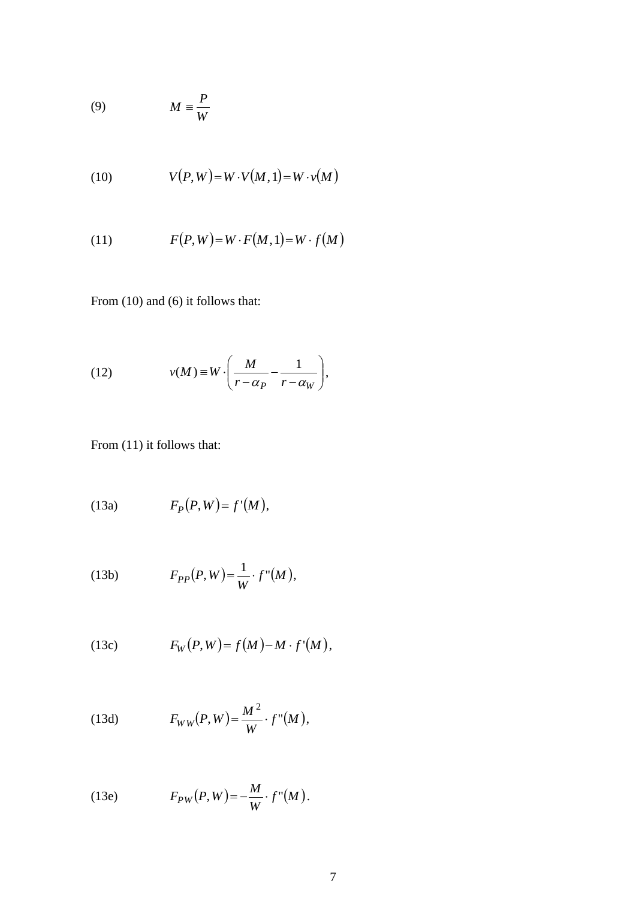$$M \equiv \frac{P}{W} \tag{9}$$

$$V(P,W) = W \cdot V(M,1) = W \cdot v(M) \tag{10}$$

$$F(P,W) = W \cdot F(M,1) = W \cdot f(M) \tag{11}$$

From (10) and (6) it follows that:

$$v(M) \equiv W \cdot \left( \frac{M}{r - \alpha_P} - \frac{1}{r - \alpha_W} \right), \tag{12}$$

From (11) it follows that:

$$F_P(P,W) = f'(M), \tag{13a}$$

$$F_{PP}(P,W) = \frac{1}{W} \cdot f''(M), \tag{13b}$$

$$F_W(P,W) = f(M) - M \cdot f'(M), \tag{13c}$$

$$F_{WW}(P,W) = \frac{M^2}{W} \cdot f''(M), \tag{13d}$$

$$F_{PW}(P,W) = -\frac{M}{W} \cdot f''(M). \tag{13e}$$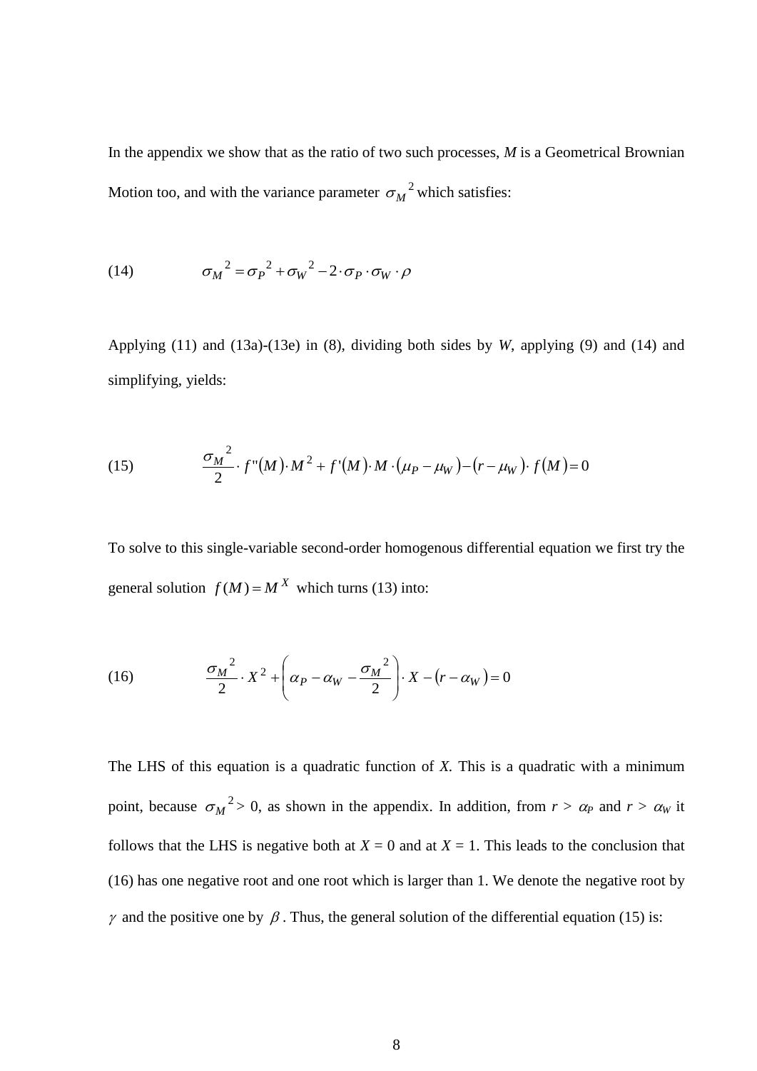In the appendix we show that as the ratio of two such processes, *M* is a Geometrical Brownian Motion too, and with the variance parameter ${\sigma_M}^2$ which satisfies:

$$(14) \qquad {\sigma_M}^2 = {\sigma_P}^2 + {\sigma_W}^2 - 2 \cdot \sigma_P \cdot \sigma_W \cdot \rho$$

Applying (11) and (13a)-(13e) in (8), dividing both sides by *W*, applying (9) and (14) and simplifying, yields:

$$(15) \qquad \frac{{\sigma_M}^2}{2} \cdot f''(M) \cdot M^2 + f'(M) \cdot M \cdot (\mu_P - \mu_W) - (r - \mu_W) \cdot f(M) = 0$$

To solve to this single-variable second-order homogenous differential equation we first try the general solution $f(M) = M^X$ which turns (13) into:

$$(16) \qquad \frac{{\sigma_M}^2}{2} \cdot X^2 + \left( \alpha_P - \alpha_W - \frac{{\sigma_M}^2}{2} \right) \cdot X - (r - \alpha_W) = 0$$

The LHS of this equation is a quadratic function of *X*. This is a quadratic with a minimum point, because ${\sigma_M}^2 > 0$, as shown in the appendix. In addition, from $r > \alpha_P$ and $r > \alpha_W$ it follows that the LHS is negative both at $X = 0$ and at $X = 1$. This leads to the conclusion that (16) has one negative root and one root which is larger than 1. We denote the negative root by $\gamma$ and the positive one by $\beta$. Thus, the general solution of the differential equation (15) is: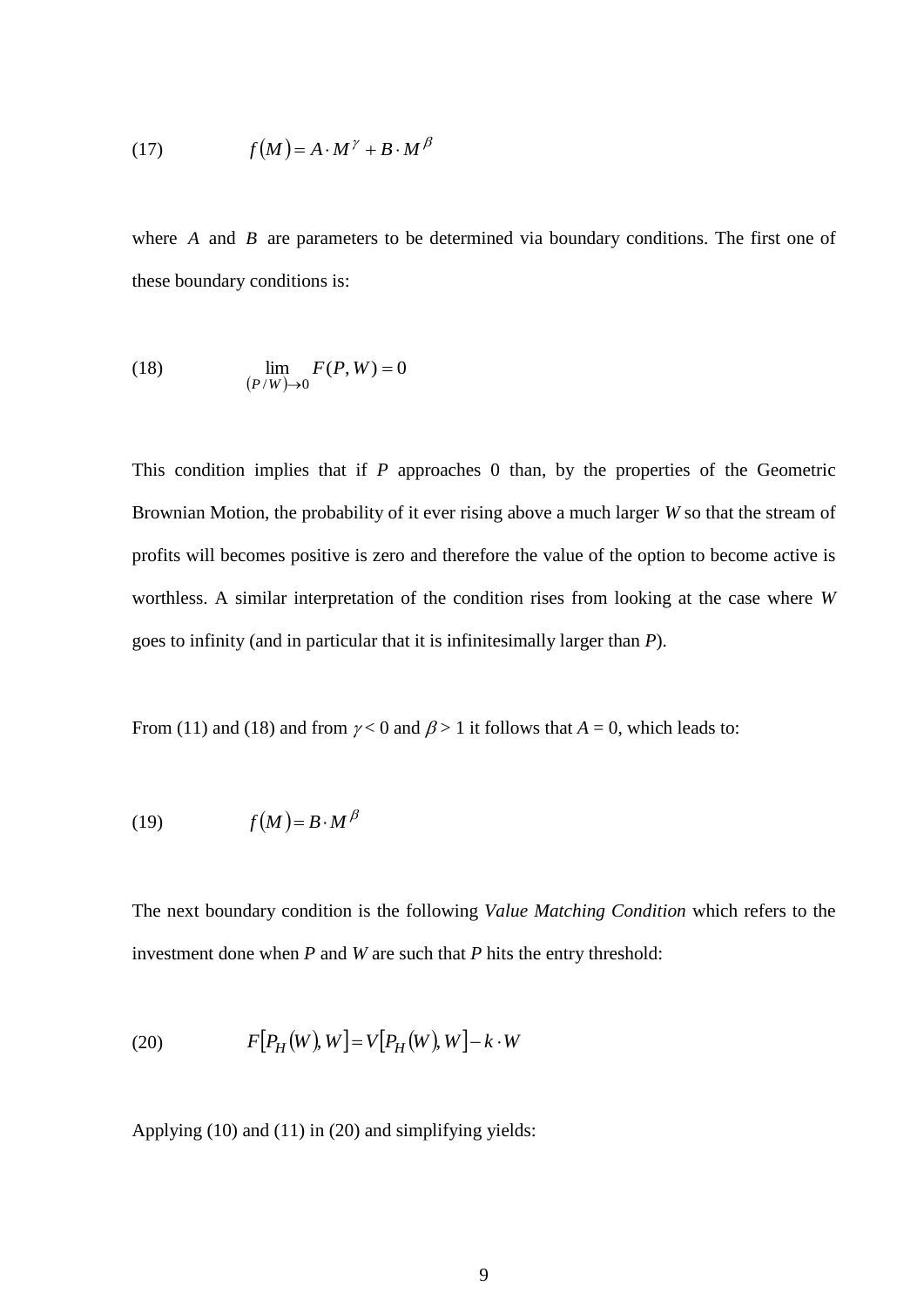$$f(M) = A \cdot M^{\gamma} + B \cdot M^{\beta} \tag{17}$$

where $A$ and $B$ are parameters to be determined via boundary conditions. The first one of these boundary conditions is:

$$\lim_{(P/W) \to 0} F(P, W) = 0 \tag{18}$$

This condition implies that if $P$ approaches 0 than, by the properties of the Geometric Brownian Motion, the probability of it ever rising above a much larger $W$ so that the stream of profits will becomes positive is zero and therefore the value of the option to become active is worthless. A similar interpretation of the condition rises from looking at the case where $W$ goes to infinity (and in particular that it is infinitesimally larger than $P$).

From (11) and (18) and from $\gamma < 0$ and $\beta > 1$ it follows that $A = 0$, which leads to:

$$f(M) = B \cdot M^{\beta} \tag{19}$$

The next boundary condition is the following *Value Matching Condition* which refers to the investment done when $P$ and $W$ are such that $P$ hits the entry threshold:

$$F[P_H(W), W] = V[P_H(W), W] - k \cdot W \tag{20}$$

Applying (10) and (11) in (20) and simplifying yields: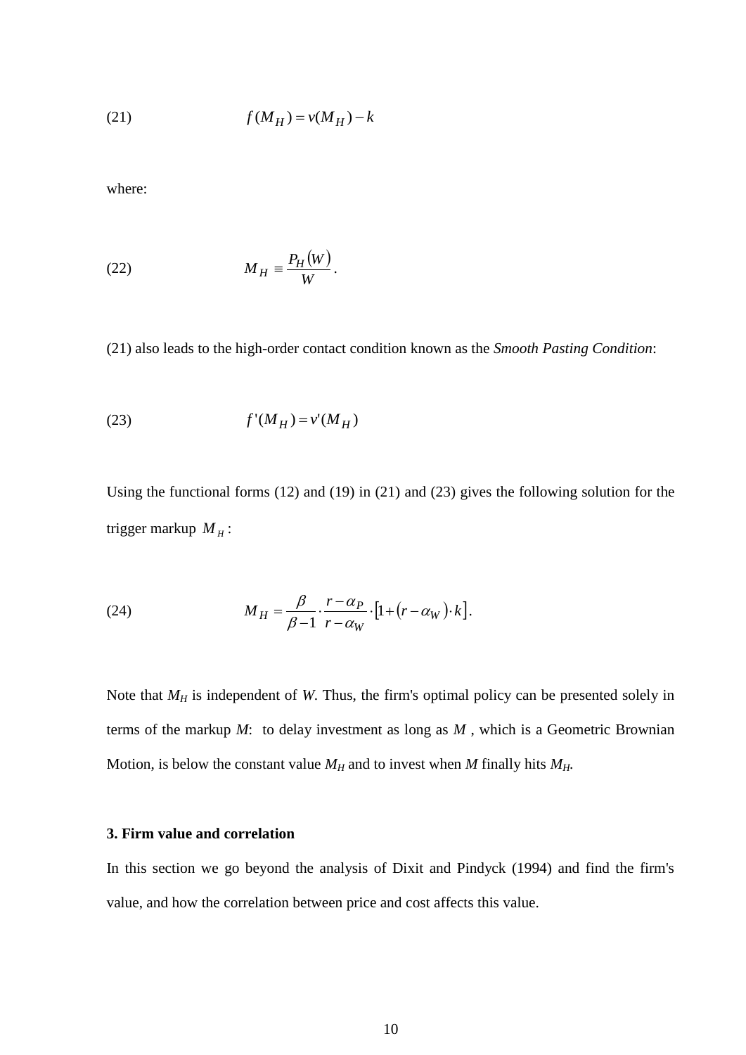$$f(M_H) = v(M_H) - k \tag{21}$$

where:

$$M_H \equiv \frac{P_H(W)}{W}. \tag{22}$$

(21) also leads to the high-order contact condition known as the *Smooth Pasting Condition*:

$$f'(M_H) = v'(M_H) \tag{23}$$

Using the functional forms (12) and (19) in (21) and (23) gives the following solution for the trigger markup $M_H$:

$$M_H = \frac{\beta}{\beta - 1} \cdot \frac{r - \alpha_P}{r - \alpha_W} \cdot \left[1 + (r - \alpha_W) \cdot k\right]. \tag{24}$$

Note that $M_H$ is independent of $W$. Thus, the firm's optimal policy can be presented solely in terms of the markup $M$: to delay investment as long as $M$, which is a Geometric Brownian Motion, is below the constant value $M_H$ and to invest when $M$ finally hits $M_H$.

### 3. Firm value and correlation

In this section we go beyond the analysis of Dixit and Pindyck (1994) and find the firm's value, and how the correlation between price and cost affects this value.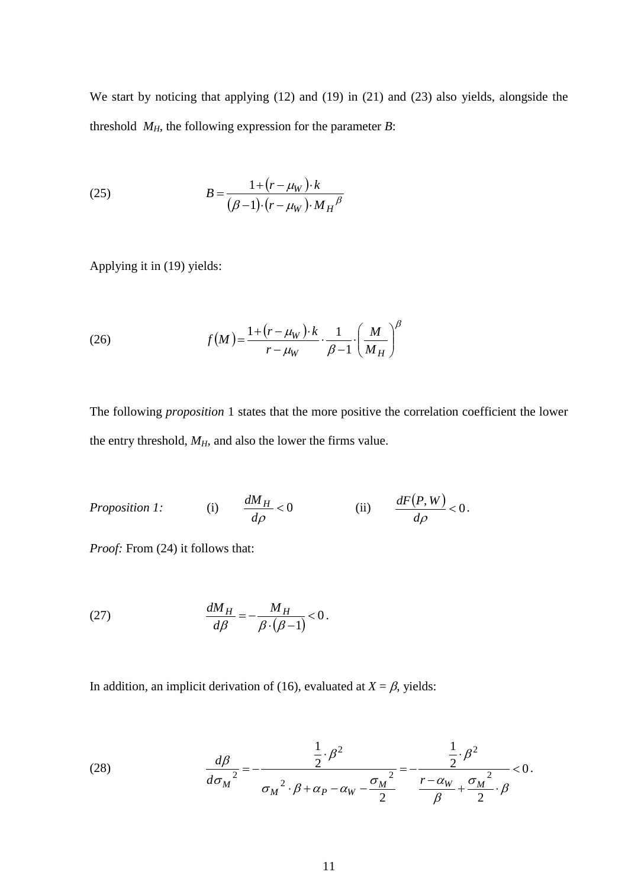We start by noticing that applying (12) and (19) in (21) and (23) also yields, alongside the threshold $M_H$, the following expression for the parameter $B$:

$$B = \frac{1 + (r - \mu_W) \cdot k}{(\beta - 1) \cdot (r - \mu_W) \cdot M_H{}^{\beta}} \tag{25}$$

Applying it in (19) yields:

$$f(M) = \frac{1 + (r - \mu_W) \cdot k}{r - \mu_W} \cdot \frac{1}{\beta - 1} \cdot \left( \frac{M}{M_H} \right)^{\beta} \tag{26}$$

The following *proposition* 1 states that the more positive the correlation coefficient the lower the entry threshold, $M_H$, and also the lower the firms value.

*Proposition 1:* (i) $\frac{dM_H}{d\rho} < 0$ (ii) $\frac{dF(P,W)}{d\rho} < 0$.

*Proof:* From (24) it follows that:

$$\frac{dM_H}{d\beta} = -\frac{M_H}{\beta \cdot (\beta - 1)} < 0 \, . \tag{27}$$

In addition, an implicit derivation of (16), evaluated at $X = \beta$, yields:

$$\frac{d\beta}{d\sigma_M{}^2} = -\frac{\frac{1}{2} \cdot \beta^2}{\sigma_M{}^2 \cdot \beta + \alpha_P - \alpha_W - \frac{\sigma_M{}^2}{2}} = -\frac{\frac{1}{2} \cdot \beta^2}{\frac{r - \alpha_W}{\beta} + \frac{\sigma_M{}^2}{2} \cdot \beta} < 0 \, . \tag{28}$$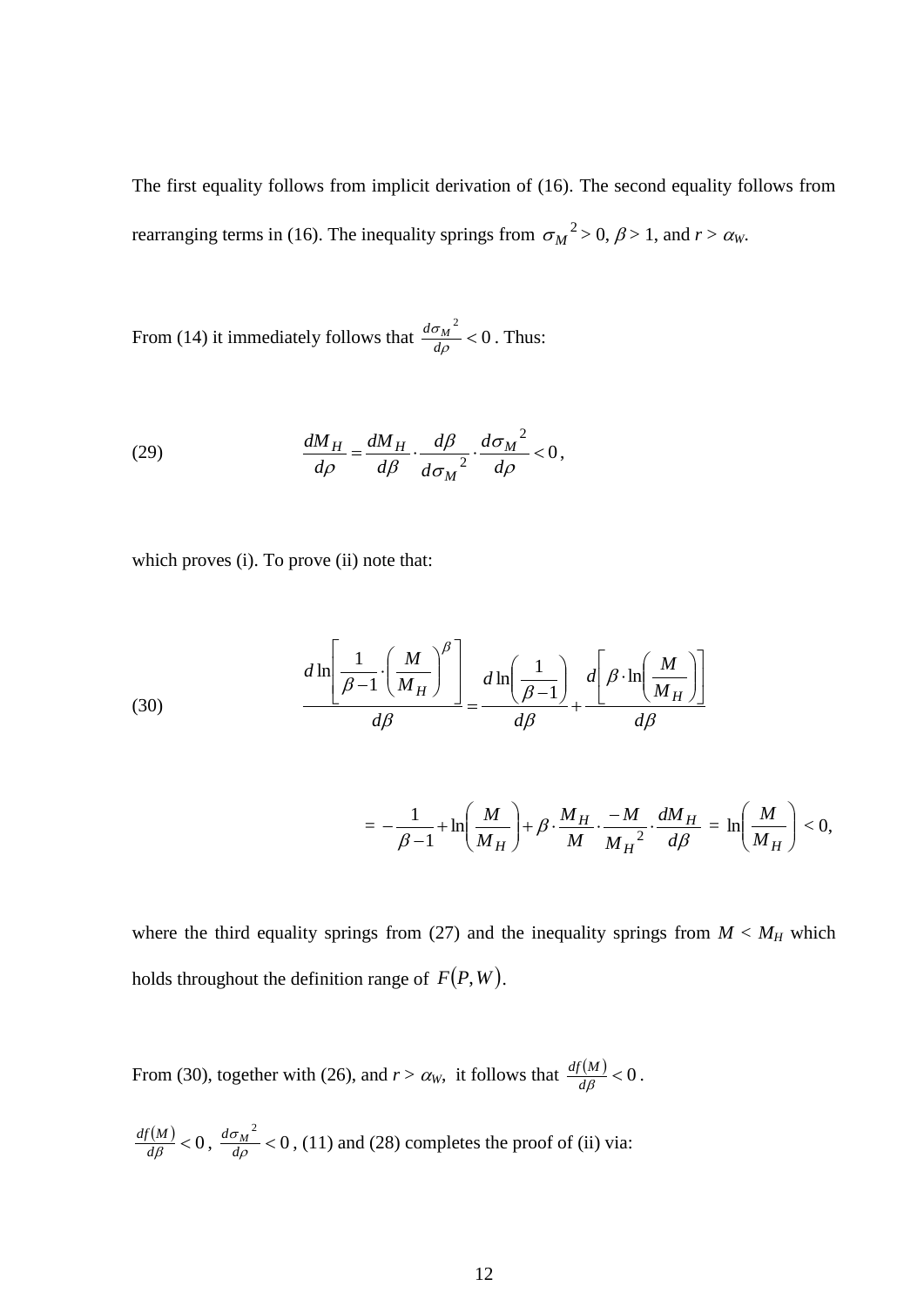The first equality follows from implicit derivation of (16). The second equality follows from rearranging terms in (16). The inequality springs from ${\sigma_M}^2 > 0$, $\beta > 1$, and $r > \alpha_W$.

From (14) it immediately follows that $\frac{d{\sigma_M}^2}{d\rho} < 0$. Thus:

$$\frac{dM_H}{d\rho} = \frac{dM_H}{d\beta} \cdot \frac{d\beta}{d{\sigma_M}^2} \cdot \frac{d{\sigma_M}^2}{d\rho} < 0, \tag{29}$$

which proves (i). To prove (ii) note that:

$$\frac{d\ln\left[\frac{1}{\beta-1}\cdot\left(\frac{M}{M_H}\right)^{\beta}\right]}{d\beta} = \frac{d\ln\left(\frac{1}{\beta-1}\right)}{d\beta} + \frac{d\left[\beta\cdot\ln\left(\frac{M}{M_H}\right)\right]}{d\beta} \tag{30}$$

$$= -\frac{1}{\beta-1} + \ln\left(\frac{M}{M_H}\right) + \beta\cdot\frac{M_H}{M}\cdot\frac{-M}{{M_H}^2}\cdot\frac{dM_H}{d\beta} = \ln\left(\frac{M}{M_H}\right) < 0,$$

where the third equality springs from (27) and the inequality springs from $M < M_H$ which holds throughout the definition range of $F(P,W)$.

From (30), together with (26), and $r > \alpha_W$, it follows that $\frac{df(M)}{d\beta} < 0$.

$\frac{df(M)}{d\beta} < 0$, $\frac{d{\sigma_M}^2}{d\rho} < 0$, (11) and (28) completes the proof of (ii) via: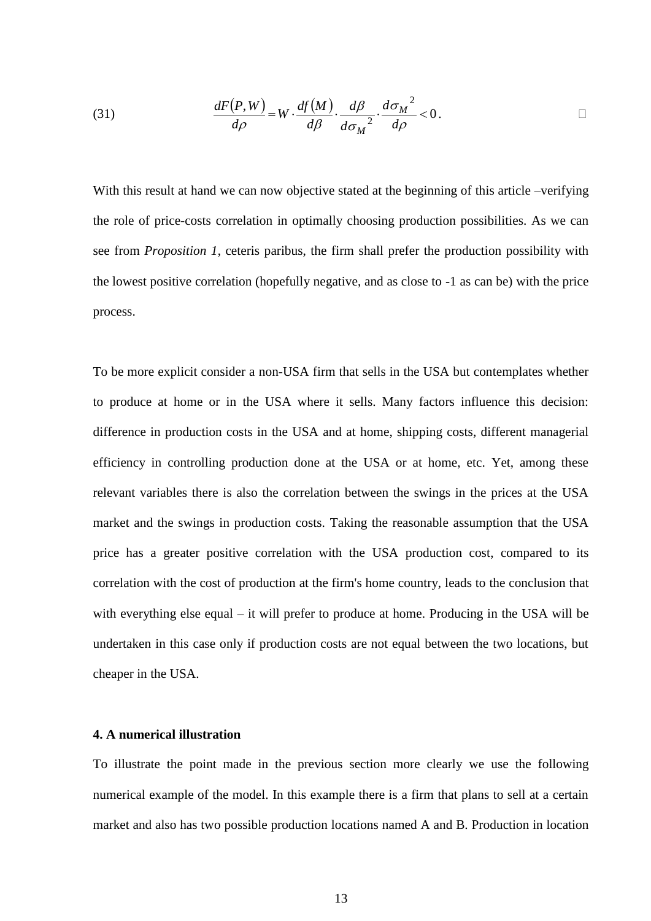$$\frac{dF(P,W)}{d\rho} = W \cdot \frac{df(M)}{d\beta} \cdot \frac{d\beta}{d\sigma_M^{\;2}} \cdot \frac{d\sigma_M^{\;2}}{d\rho} < 0 . \tag{31}$$

With this result at hand we can now objective stated at the beginning of this article –verifying the role of price-costs correlation in optimally choosing production possibilities. As we can see from *Proposition 1*, ceteris paribus, the firm shall prefer the production possibility with the lowest positive correlation (hopefully negative, and as close to -1 as can be) with the price process.

To be more explicit consider a non-USA firm that sells in the USA but contemplates whether to produce at home or in the USA where it sells. Many factors influence this decision: difference in production costs in the USA and at home, shipping costs, different managerial efficiency in controlling production done at the USA or at home, etc. Yet, among these relevant variables there is also the correlation between the swings in the prices at the USA market and the swings in production costs. Taking the reasonable assumption that the USA price has a greater positive correlation with the USA production cost, compared to its correlation with the cost of production at the firm's home country, leads to the conclusion that with everything else equal – it will prefer to produce at home. Producing in the USA will be undertaken in this case only if production costs are not equal between the two locations, but cheaper in the USA.

### 4. A numerical illustration

To illustrate the point made in the previous section more clearly we use the following numerical example of the model. In this example there is a firm that plans to sell at a certain market and also has two possible production locations named A and B. Production in location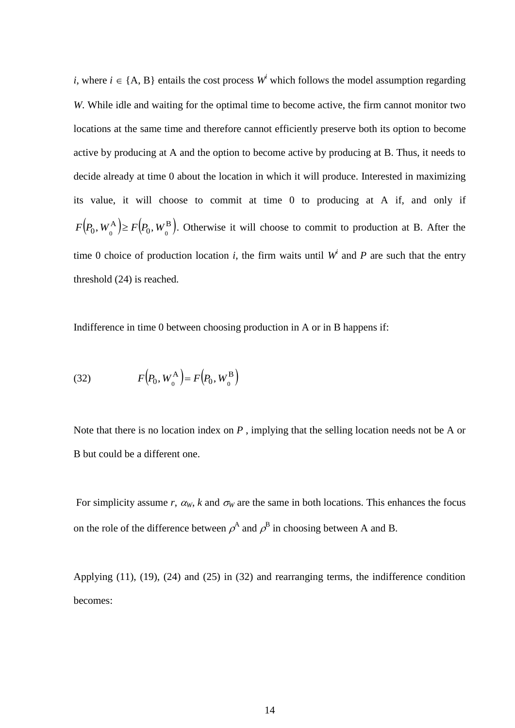$i$, where $i \in$ {A, B} entails the cost process $W^i$ which follows the model assumption regarding $W$. While idle and waiting for the optimal time to become active, the firm cannot monitor two locations at the same time and therefore cannot efficiently preserve both its option to become active by producing at A and the option to become active by producing at B. Thus, it needs to decide already at time 0 about the location in which it will produce. Interested in maximizing its value, it will choose to commit at time 0 to producing at A if, and only if $F\left(P_0, W_0^{\mathrm{A}}\right) \geq F\left(P_0, W_0^{\mathrm{B}}\right)$. Otherwise it will choose to commit to production at B. After the time 0 choice of production location $i$, the firm waits until $W^i$ and $P$ are such that the entry threshold (24) is reached.

Indifference in time 0 between choosing production in A or in B happens if:

$$F\left(P_0, W_0^{\mathrm{A}}\right) = F\left(P_0, W_0^{\mathrm{B}}\right) \tag{32}$$

Note that there is no location index on $P$ , implying that the selling location needs not be A or B but could be a different one.

For simplicity assume $r$, $\alpha_W$, $k$ and $\sigma_W$ are the same in both locations. This enhances the focus on the role of the difference between $\rho^{\mathrm{A}}$ and $\rho^{\mathrm{B}}$ in choosing between A and B.

Applying (11), (19), (24) and (25) in (32) and rearranging terms, the indifference condition becomes: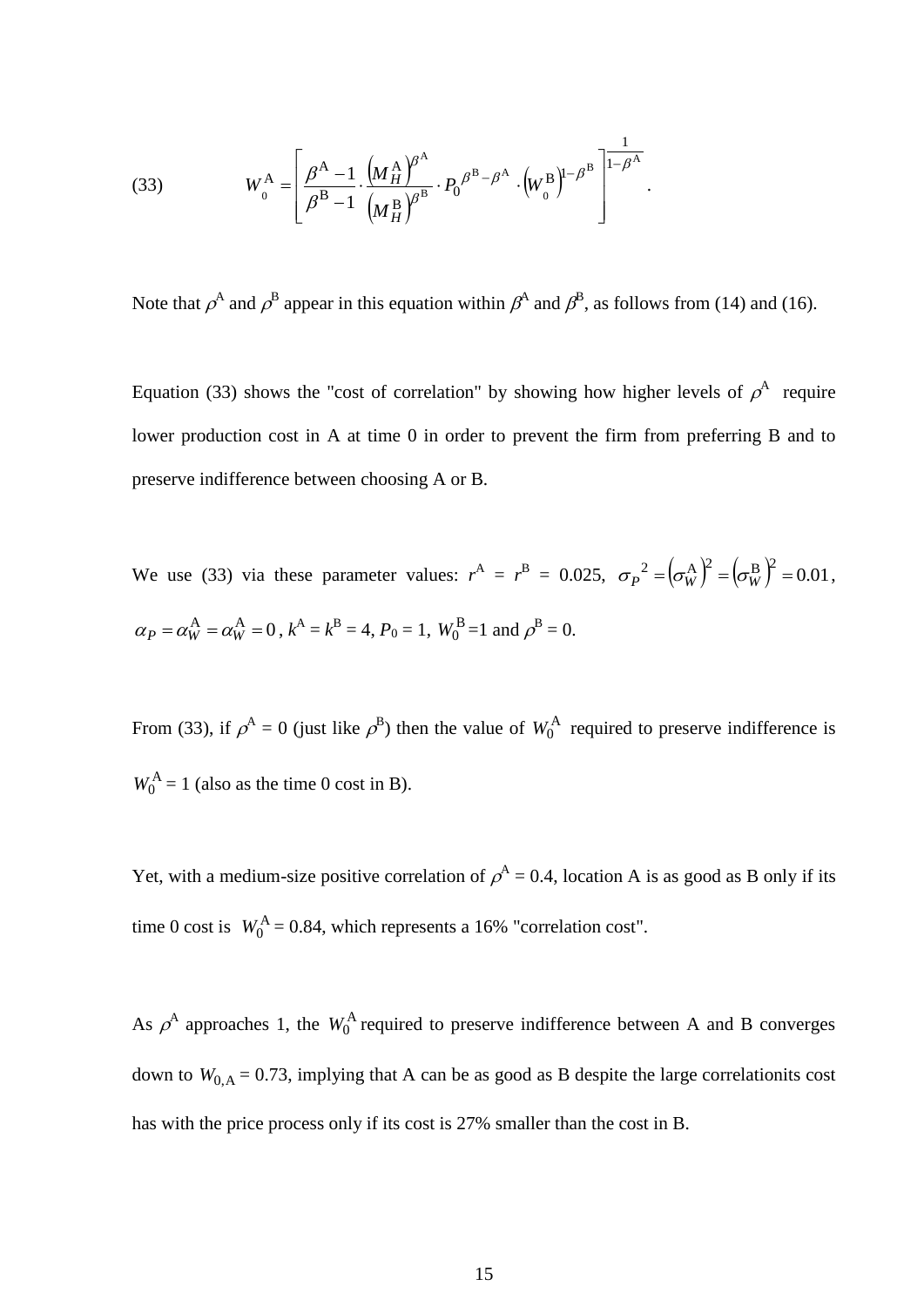$$(33) \qquad W_0^{\mathrm{A}} = \left[ \frac{\beta^{\mathrm{A}} - 1}{\beta^{\mathrm{B}} - 1} \cdot \frac{\left(M_H^{\mathrm{A}}\right)^{\beta^{\mathrm{A}}}}{\left(M_H^{\mathrm{B}}\right)^{\beta^{\mathrm{B}}}} \cdot P_0^{\beta^{\mathrm{B}} - \beta^{\mathrm{A}}} \cdot \left(W_0^{\mathrm{B}}\right)^{1-\beta^{\mathrm{B}}} \right]^{\frac{1}{1-\beta^{\mathrm{A}}}} .$$

Note that $\rho^{\mathrm{A}}$ and $\rho^{\mathrm{B}}$ appear in this equation within $\beta^{\mathrm{A}}$ and $\beta^{\mathrm{B}}$, as follows from (14) and (16).

Equation (33) shows the "cost of correlation" by showing how higher levels of $\rho^{\mathrm{A}}$ require lower production cost in A at time 0 in order to prevent the firm from preferring B and to preserve indifference between choosing A or B.

We use (33) via these parameter values: $r^{\mathrm{A}} = r^{\mathrm{B}} = 0.025$, $\sigma_P{}^2 = \left(\sigma_W^{\mathrm{A}}\right)^2 = \left(\sigma_W^{\mathrm{B}}\right)^2 = 0.01$, $\alpha_P = \alpha_W^{\mathrm{A}} = \alpha_W^{\mathrm{A}} = 0$, $k^{\mathrm{A}} = k^{\mathrm{B}} = 4$, $P_0 = 1$, $W_0^{\mathrm{B}} = 1$ and $\rho^{\mathrm{B}} = 0$.

From (33), if $\rho^{\mathrm{A}} = 0$ (just like $\rho^{\mathrm{B}}$) then the value of $W_0^{\mathrm{A}}$ required to preserve indifference is $W_0^{\mathrm{A}} = 1$ (also as the time 0 cost in B).

Yet, with a medium-size positive correlation of $\rho^{\mathrm{A}} = 0.4$, location A is as good as B only if its time 0 cost is $W_0^{\mathrm{A}} = 0.84$, which represents a 16% "correlation cost".

As $\rho^{\mathrm{A}}$ approaches 1, the $W_0^{\mathrm{A}}$ required to preserve indifference between A and B converges down to $W_{0,\mathrm{A}} = 0.73$, implying that A can be as good as B despite the large correlationits cost has with the price process only if its cost is 27% smaller than the cost in B.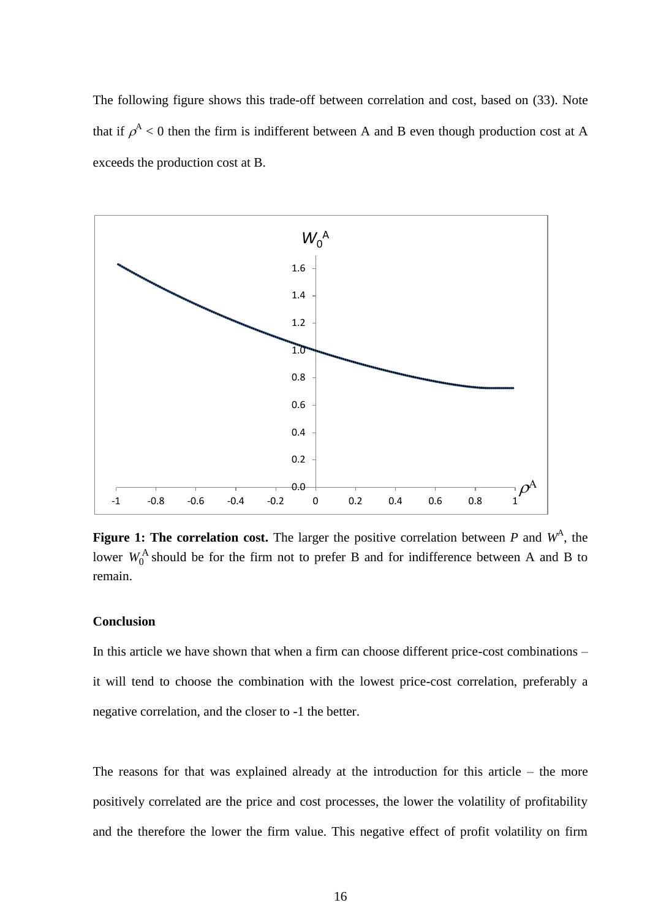The following figure shows this trade-off between correlation and cost, based on (33). Note that if $\rho^A < 0$ then the firm is indifferent between A and B even though production cost at A exceeds the production cost at B.

**Figure 1: The correlation cost.** The larger the positive correlation between $P$ and $W^A$, the lower $W_0^A$ should be for the firm not to prefer B and for indifference between A and B to remain.

**Conclusion**

In this article we have shown that when a firm can choose different price-cost combinations – it will tend to choose the combination with the lowest price-cost correlation, preferably a negative correlation, and the closer to -1 the better.

The reasons for that was explained already at the introduction for this article – the more positively correlated are the price and cost processes, the lower the volatility of profitability and the therefore the lower the firm value. This negative effect of profit volatility on firm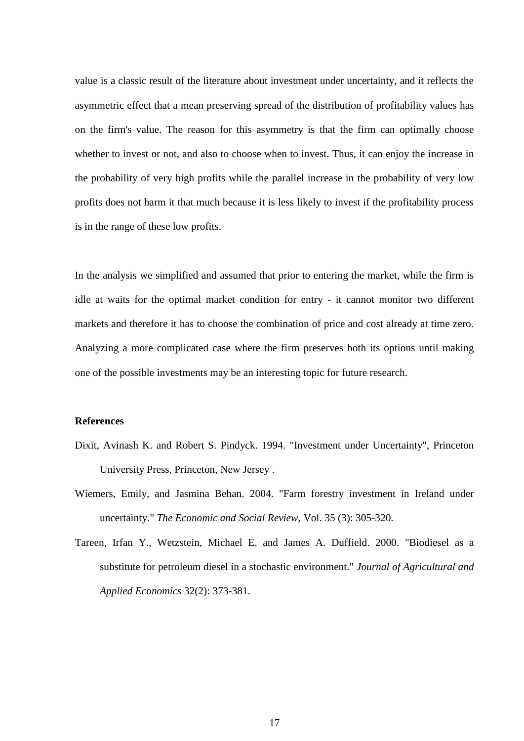value is a classic result of the literature about investment under uncertainty, and it reflects the asymmetric effect that a mean preserving spread of the distribution of profitability values has on the firm's value. The reason for this asymmetry is that the firm can optimally choose whether to invest or not, and also to choose when to invest. Thus, it can enjoy the increase in the probability of very high profits while the parallel increase in the probability of very low profits does not harm it that much because it is less likely to invest if the profitability process is in the range of these low profits.

In the analysis we simplified and assumed that prior to entering the market, while the firm is idle at waits for the optimal market condition for entry - it cannot monitor two different markets and therefore it has to choose the combination of price and cost already at time zero. Analyzing a more complicated case where the firm preserves both its options until making one of the possible investments may be an interesting topic for future research.

**References**

Dixit, Avinash K. and Robert S. Pindyck. 1994. "Investment under Uncertainty", Princeton University Press, Princeton, New Jersey .

Wiemers, Emily, and Jasmina Behan. 2004. "Farm forestry investment in Ireland under uncertainty." *The Economic and Social Review*, Vol. 35 (3): 305-320.

Tareen, Irfan Y., Wetzstein, Michael E. and James A. Duffield. 2000. "Biodiesel as a substitute for petroleum diesel in a stochastic environment." *Journal of Agricultural and Applied Economics* 32(2): 373-381.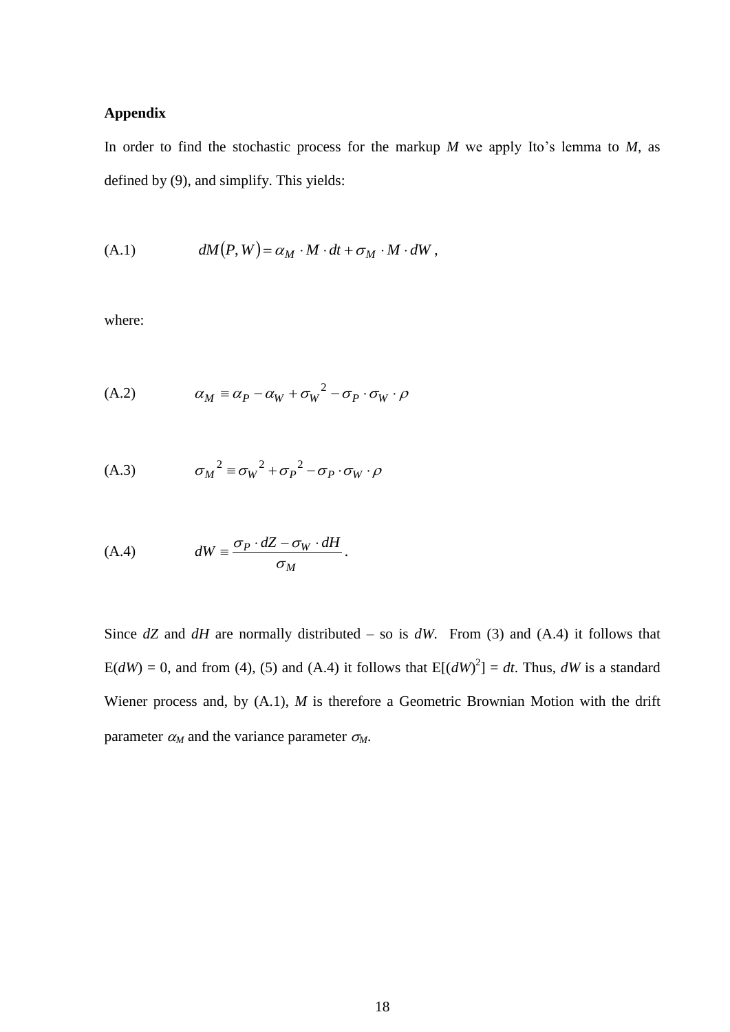## Appendix

In order to find the stochastic process for the markup $M$ we apply Ito's lemma to $M$, as defined by (9), and simplify. This yields:

$$dM(P,W) = \alpha_M \cdot M \cdot dt + \sigma_M \cdot M \cdot dW, \tag{A.1}$$

where:

$$\alpha_M \equiv \alpha_P - \alpha_W + \sigma_W{}^2 - \sigma_P \cdot \sigma_W \cdot \rho \tag{A.2}$$

$$\sigma_M{}^2 \equiv \sigma_W{}^2 + \sigma_P{}^2 - \sigma_P \cdot \sigma_W \cdot \rho \tag{A.3}$$

$$dW \equiv \frac{\sigma_P \cdot dZ - \sigma_W \cdot dH}{\sigma_M}. \tag{A.4}$$

Since $dZ$ and $dH$ are normally distributed – so is $dW$. From (3) and (A.4) it follows that $E(dW) = 0$, and from (4), (5) and (A.4) it follows that $E[(dW)^2] = dt$. Thus, $dW$ is a standard Wiener process and, by (A.1), $M$ is therefore a Geometric Brownian Motion with the drift parameter $\alpha_M$ and the variance parameter $\sigma_M$.